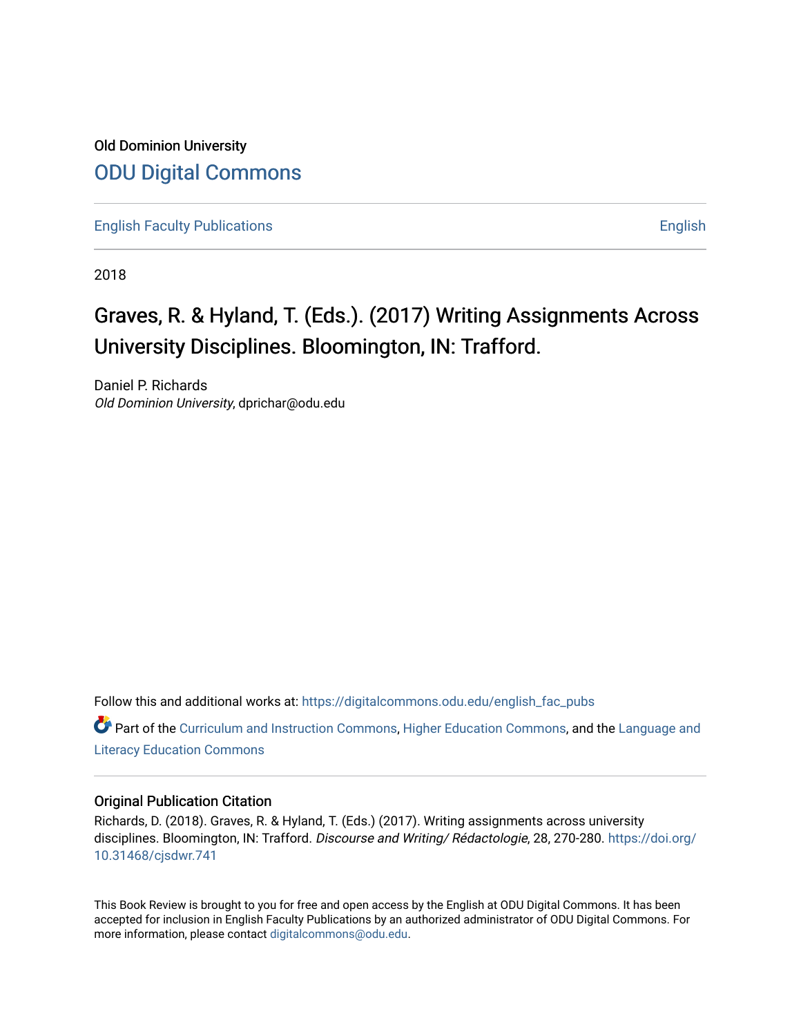Old Dominion University

## ODU Digital Commons

English Faculty Publications | English

2018

# Graves, R. & Hyland, T. (Eds.). (2017) Writing Assignments Across University Disciplines. Bloomington, IN: Trafford.

Daniel P. Richards
*Old Dominion University*, dprichar@odu.edu

Follow this and additional works at: https://digitalcommons.odu.edu/english_fac_pubs

Part of the Curriculum and Instruction Commons, Higher Education Commons, and the Language and Literacy Education Commons

### Original Publication Citation

Richards, D. (2018). Graves, R. & Hyland, T. (Eds.) (2017). Writing assignments across university disciplines. Bloomington, IN: Trafford. *Discourse and Writing/ Rédactologie*, 28, 270-280. https://doi.org/10.31468/cjsdwr.741

This Book Review is brought to you for free and open access by the English at ODU Digital Commons. It has been accepted for inclusion in English Faculty Publications by an authorized administrator of ODU Digital Commons. For more information, please contact digitalcommons@odu.edu.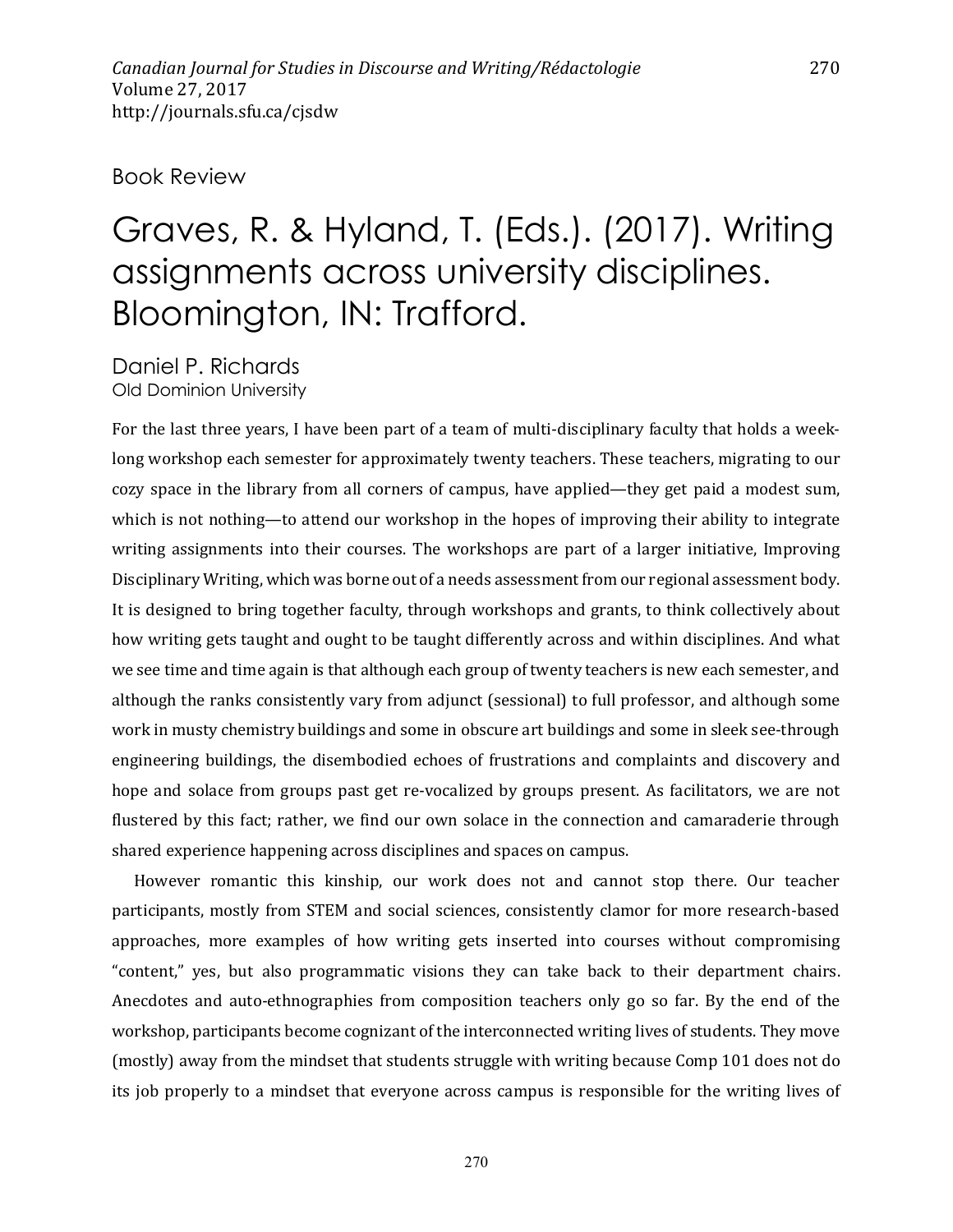Book Review

# Graves, R. & Hyland, T. (Eds.). (2017). Writing assignments across university disciplines. Bloomington, IN: Trafford.

Daniel P. Richards
Old Dominion University

For the last three years, I have been part of a team of multi-disciplinary faculty that holds a week-long workshop each semester for approximately twenty teachers. These teachers, migrating to our cozy space in the library from all corners of campus, have applied—they get paid a modest sum, which is not nothing—to attend our workshop in the hopes of improving their ability to integrate writing assignments into their courses. The workshops are part of a larger initiative, Improving Disciplinary Writing, which was borne out of a needs assessment from our regional assessment body. It is designed to bring together faculty, through workshops and grants, to think collectively about how writing gets taught and ought to be taught differently across and within disciplines. And what we see time and time again is that although each group of twenty teachers is new each semester, and although the ranks consistently vary from adjunct (sessional) to full professor, and although some work in musty chemistry buildings and some in obscure art buildings and some in sleek see-through engineering buildings, the disembodied echoes of frustrations and complaints and discovery and hope and solace from groups past get re-vocalized by groups present. As facilitators, we are not flustered by this fact; rather, we find our own solace in the connection and camaraderie through shared experience happening across disciplines and spaces on campus.

However romantic this kinship, our work does not and cannot stop there. Our teacher participants, mostly from STEM and social sciences, consistently clamor for more research-based approaches, more examples of how writing gets inserted into courses without compromising "content," yes, but also programmatic visions they can take back to their department chairs. Anecdotes and auto-ethnographies from composition teachers only go so far. By the end of the workshop, participants become cognizant of the interconnected writing lives of students. They move (mostly) away from the mindset that students struggle with writing because Comp 101 does not do its job properly to a mindset that everyone across campus is responsible for the writing lives of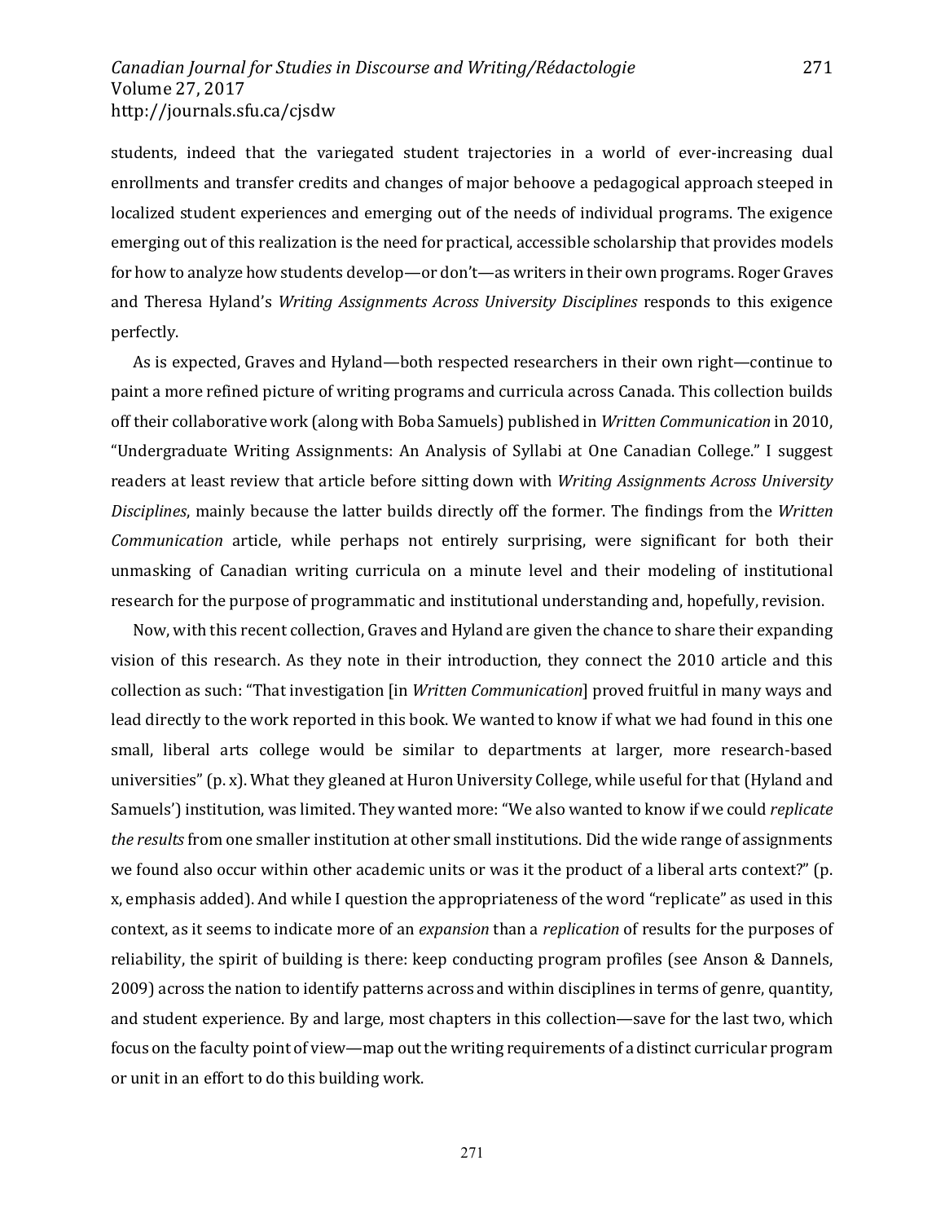students, indeed that the variegated student trajectories in a world of ever-increasing dual enrollments and transfer credits and changes of major behoove a pedagogical approach steeped in localized student experiences and emerging out of the needs of individual programs. The exigence emerging out of this realization is the need for practical, accessible scholarship that provides models for how to analyze how students develop—or don't—as writers in their own programs. Roger Graves and Theresa Hyland's *Writing Assignments Across University Disciplines* responds to this exigence perfectly.

As is expected, Graves and Hyland—both respected researchers in their own right—continue to paint a more refined picture of writing programs and curricula across Canada. This collection builds off their collaborative work (along with Boba Samuels) published in *Written Communication* in 2010, "Undergraduate Writing Assignments: An Analysis of Syllabi at One Canadian College." I suggest readers at least review that article before sitting down with *Writing Assignments Across University Disciplines*, mainly because the latter builds directly off the former. The findings from the *Written Communication* article, while perhaps not entirely surprising, were significant for both their unmasking of Canadian writing curricula on a minute level and their modeling of institutional research for the purpose of programmatic and institutional understanding and, hopefully, revision.

Now, with this recent collection, Graves and Hyland are given the chance to share their expanding vision of this research. As they note in their introduction, they connect the 2010 article and this collection as such: "That investigation [in *Written Communication*] proved fruitful in many ways and lead directly to the work reported in this book. We wanted to know if what we had found in this one small, liberal arts college would be similar to departments at larger, more research-based universities" (p. x). What they gleaned at Huron University College, while useful for that (Hyland and Samuels') institution, was limited. They wanted more: "We also wanted to know if we could *replicate the results* from one smaller institution at other small institutions. Did the wide range of assignments we found also occur within other academic units or was it the product of a liberal arts context?" (p. x, emphasis added). And while I question the appropriateness of the word "replicate" as used in this context, as it seems to indicate more of an *expansion* than a *replication* of results for the purposes of reliability, the spirit of building is there: keep conducting program profiles (see Anson & Dannels, 2009) across the nation to identify patterns across and within disciplines in terms of genre, quantity, and student experience. By and large, most chapters in this collection—save for the last two, which focus on the faculty point of view—map out the writing requirements of a distinct curricular program or unit in an effort to do this building work.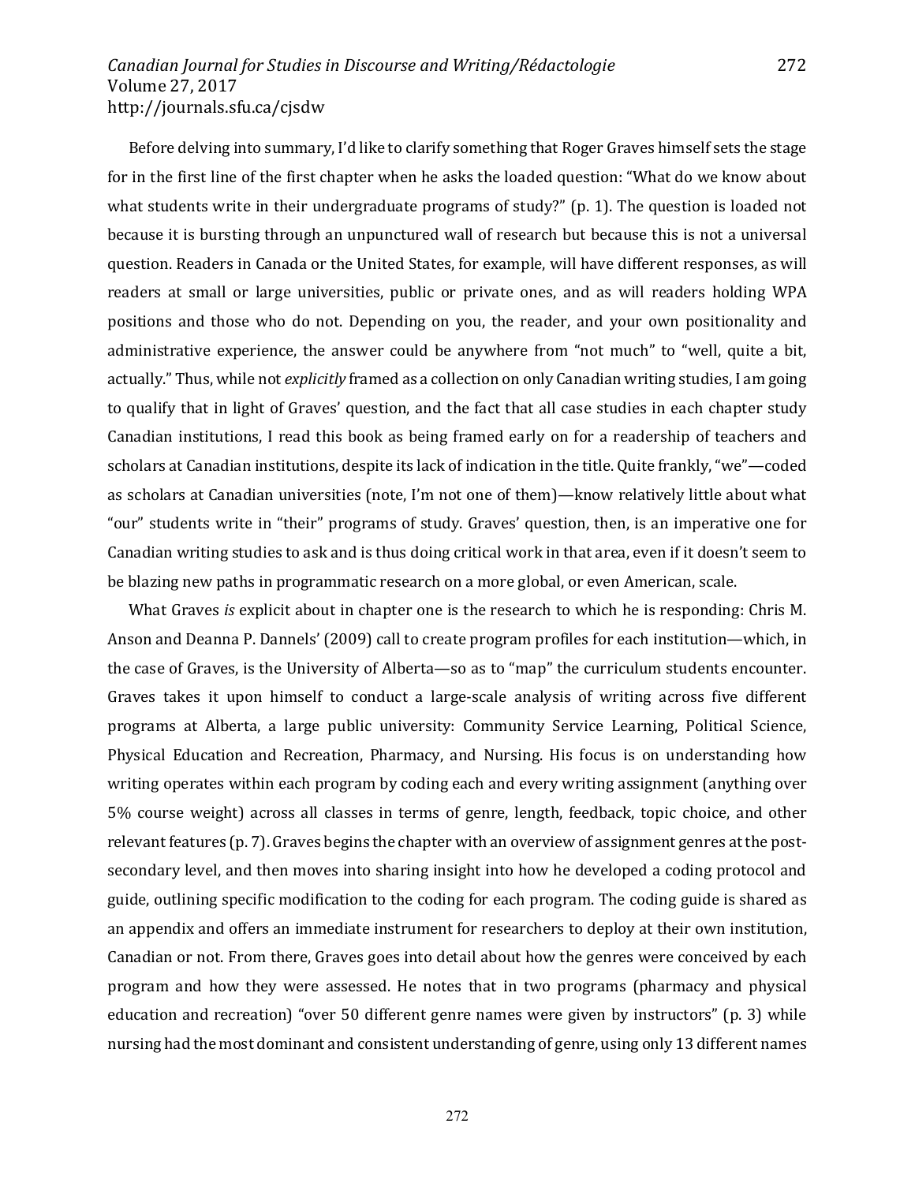Before delving into summary, I'd like to clarify something that Roger Graves himself sets the stage for in the first line of the first chapter when he asks the loaded question: "What do we know about what students write in their undergraduate programs of study?" (p. 1). The question is loaded not because it is bursting through an unpunctured wall of research but because this is not a universal question. Readers in Canada or the United States, for example, will have different responses, as will readers at small or large universities, public or private ones, and as will readers holding WPA positions and those who do not. Depending on you, the reader, and your own positionality and administrative experience, the answer could be anywhere from "not much" to "well, quite a bit, actually." Thus, while not *explicitly* framed as a collection on only Canadian writing studies, I am going to qualify that in light of Graves' question, and the fact that all case studies in each chapter study Canadian institutions, I read this book as being framed early on for a readership of teachers and scholars at Canadian institutions, despite its lack of indication in the title. Quite frankly, "we"—coded as scholars at Canadian universities (note, I'm not one of them)—know relatively little about what "our" students write in "their" programs of study. Graves' question, then, is an imperative one for Canadian writing studies to ask and is thus doing critical work in that area, even if it doesn't seem to be blazing new paths in programmatic research on a more global, or even American, scale.

What Graves *is* explicit about in chapter one is the research to which he is responding: Chris M. Anson and Deanna P. Dannels' (2009) call to create program profiles for each institution—which, in the case of Graves, is the University of Alberta—so as to "map" the curriculum students encounter. Graves takes it upon himself to conduct a large-scale analysis of writing across five different programs at Alberta, a large public university: Community Service Learning, Political Science, Physical Education and Recreation, Pharmacy, and Nursing. His focus is on understanding how writing operates within each program by coding each and every writing assignment (anything over 5% course weight) across all classes in terms of genre, length, feedback, topic choice, and other relevant features (p. 7). Graves begins the chapter with an overview of assignment genres at the post-secondary level, and then moves into sharing insight into how he developed a coding protocol and guide, outlining specific modification to the coding for each program. The coding guide is shared as an appendix and offers an immediate instrument for researchers to deploy at their own institution, Canadian or not. From there, Graves goes into detail about how the genres were conceived by each program and how they were assessed. He notes that in two programs (pharmacy and physical education and recreation) "over 50 different genre names were given by instructors" (p. 3) while nursing had the most dominant and consistent understanding of genre, using only 13 different names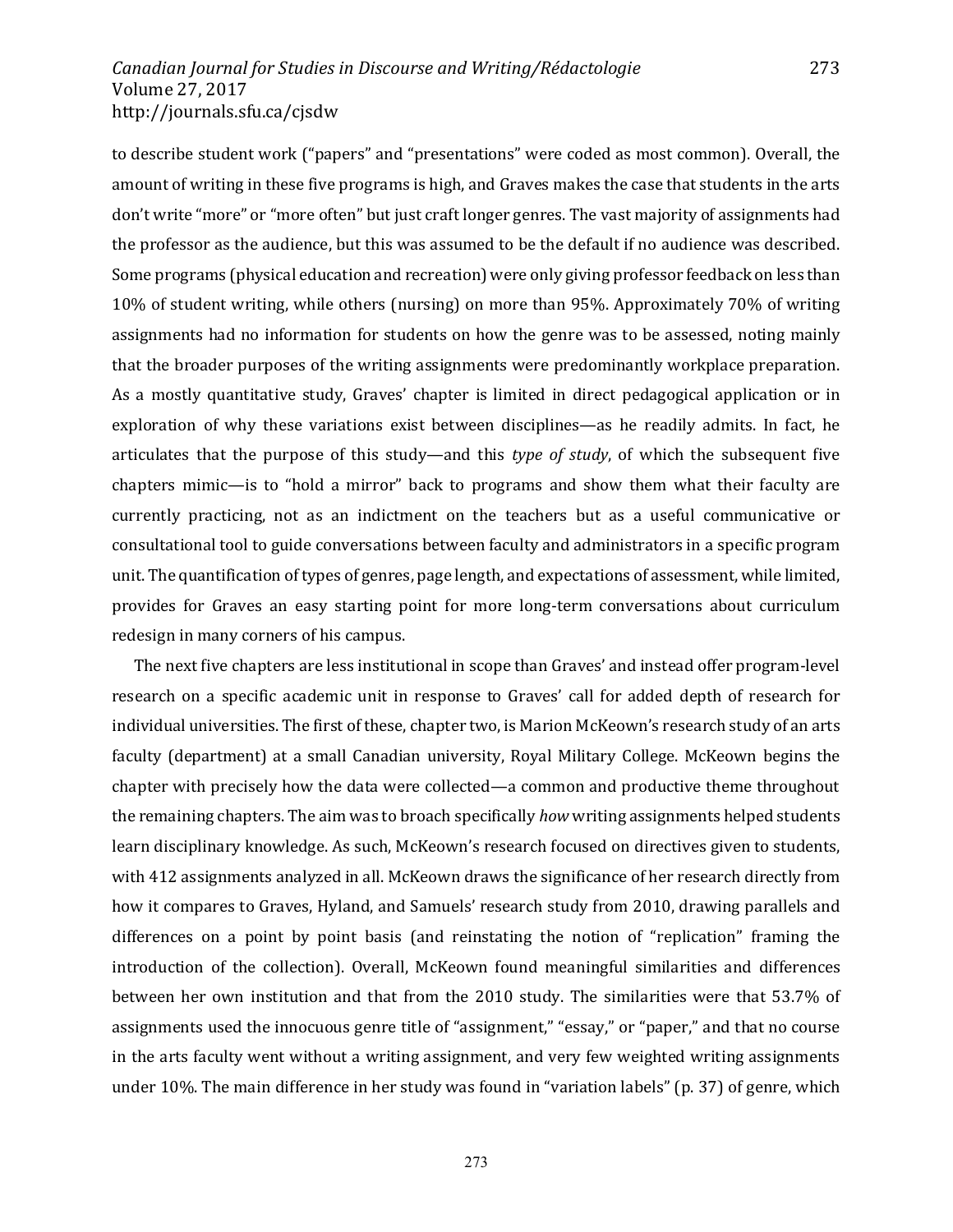to describe student work ("papers" and "presentations" were coded as most common). Overall, the amount of writing in these five programs is high, and Graves makes the case that students in the arts don't write "more" or "more often" but just craft longer genres. The vast majority of assignments had the professor as the audience, but this was assumed to be the default if no audience was described. Some programs (physical education and recreation) were only giving professor feedback on less than 10% of student writing, while others (nursing) on more than 95%. Approximately 70% of writing assignments had no information for students on how the genre was to be assessed, noting mainly that the broader purposes of the writing assignments were predominantly workplace preparation. As a mostly quantitative study, Graves' chapter is limited in direct pedagogical application or in exploration of why these variations exist between disciplines—as he readily admits. In fact, he articulates that the purpose of this study—and this *type of study*, of which the subsequent five chapters mimic—is to "hold a mirror" back to programs and show them what their faculty are currently practicing, not as an indictment on the teachers but as a useful communicative or consultational tool to guide conversations between faculty and administrators in a specific program unit. The quantification of types of genres, page length, and expectations of assessment, while limited, provides for Graves an easy starting point for more long-term conversations about curriculum redesign in many corners of his campus.

The next five chapters are less institutional in scope than Graves' and instead offer program-level research on a specific academic unit in response to Graves' call for added depth of research for individual universities. The first of these, chapter two, is Marion McKeown's research study of an arts faculty (department) at a small Canadian university, Royal Military College. McKeown begins the chapter with precisely how the data were collected—a common and productive theme throughout the remaining chapters. The aim was to broach specifically *how* writing assignments helped students learn disciplinary knowledge. As such, McKeown's research focused on directives given to students, with 412 assignments analyzed in all. McKeown draws the significance of her research directly from how it compares to Graves, Hyland, and Samuels' research study from 2010, drawing parallels and differences on a point by point basis (and reinstating the notion of "replication" framing the introduction of the collection). Overall, McKeown found meaningful similarities and differences between her own institution and that from the 2010 study. The similarities were that 53.7% of assignments used the innocuous genre title of "assignment," "essay," or "paper," and that no course in the arts faculty went without a writing assignment, and very few weighted writing assignments under 10%. The main difference in her study was found in "variation labels" (p. 37) of genre, which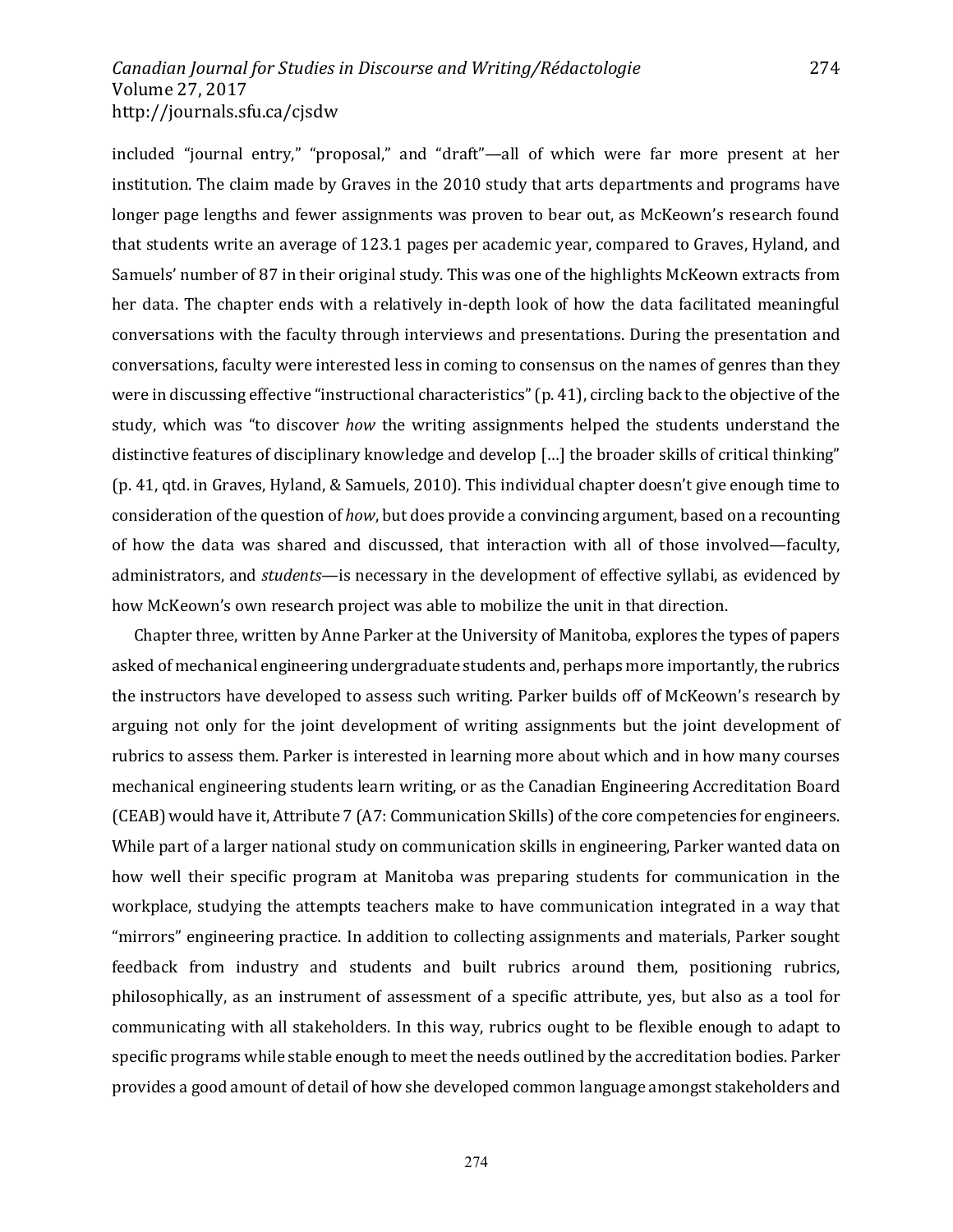included "journal entry," "proposal," and "draft"—all of which were far more present at her institution. The claim made by Graves in the 2010 study that arts departments and programs have longer page lengths and fewer assignments was proven to bear out, as McKeown's research found that students write an average of 123.1 pages per academic year, compared to Graves, Hyland, and Samuels' number of 87 in their original study. This was one of the highlights McKeown extracts from her data. The chapter ends with a relatively in-depth look of how the data facilitated meaningful conversations with the faculty through interviews and presentations. During the presentation and conversations, faculty were interested less in coming to consensus on the names of genres than they were in discussing effective "instructional characteristics" (p. 41), circling back to the objective of the study, which was "to discover *how* the writing assignments helped the students understand the distinctive features of disciplinary knowledge and develop […] the broader skills of critical thinking" (p. 41, qtd. in Graves, Hyland, & Samuels, 2010). This individual chapter doesn't give enough time to consideration of the question of *how*, but does provide a convincing argument, based on a recounting of how the data was shared and discussed, that interaction with all of those involved—faculty, administrators, and *students*—is necessary in the development of effective syllabi, as evidenced by how McKeown's own research project was able to mobilize the unit in that direction.

Chapter three, written by Anne Parker at the University of Manitoba, explores the types of papers asked of mechanical engineering undergraduate students and, perhaps more importantly, the rubrics the instructors have developed to assess such writing. Parker builds off of McKeown's research by arguing not only for the joint development of writing assignments but the joint development of rubrics to assess them. Parker is interested in learning more about which and in how many courses mechanical engineering students learn writing, or as the Canadian Engineering Accreditation Board (CEAB) would have it, Attribute 7 (A7: Communication Skills) of the core competencies for engineers. While part of a larger national study on communication skills in engineering, Parker wanted data on how well their specific program at Manitoba was preparing students for communication in the workplace, studying the attempts teachers make to have communication integrated in a way that "mirrors" engineering practice. In addition to collecting assignments and materials, Parker sought feedback from industry and students and built rubrics around them, positioning rubrics, philosophically, as an instrument of assessment of a specific attribute, yes, but also as a tool for communicating with all stakeholders. In this way, rubrics ought to be flexible enough to adapt to specific programs while stable enough to meet the needs outlined by the accreditation bodies. Parker provides a good amount of detail of how she developed common language amongst stakeholders and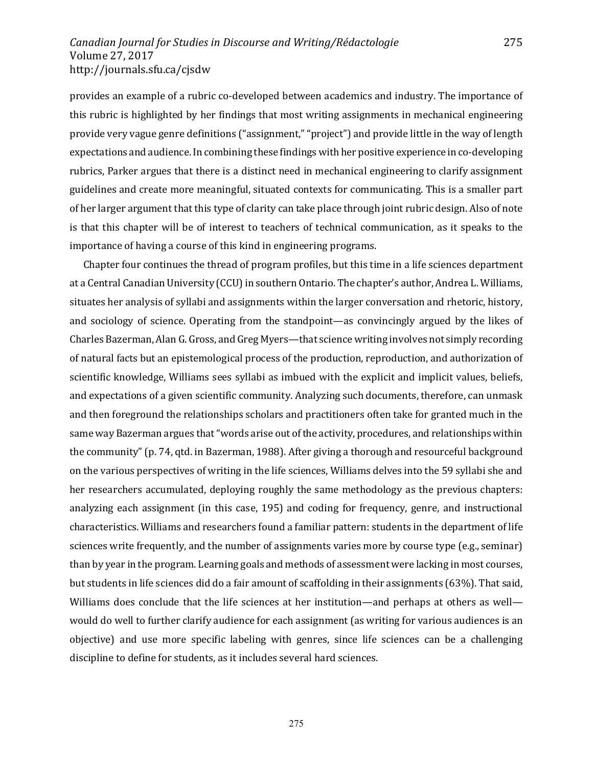provides an example of a rubric co-developed between academics and industry. The importance of this rubric is highlighted by her findings that most writing assignments in mechanical engineering provide very vague genre definitions ("assignment," "project") and provide little in the way of length expectations and audience. In combining these findings with her positive experience in co-developing rubrics, Parker argues that there is a distinct need in mechanical engineering to clarify assignment guidelines and create more meaningful, situated contexts for communicating. This is a smaller part of her larger argument that this type of clarity can take place through joint rubric design. Also of note is that this chapter will be of interest to teachers of technical communication, as it speaks to the importance of having a course of this kind in engineering programs.

Chapter four continues the thread of program profiles, but this time in a life sciences department at a Central Canadian University (CCU) in southern Ontario. The chapter's author, Andrea L. Williams, situates her analysis of syllabi and assignments within the larger conversation and rhetoric, history, and sociology of science. Operating from the standpoint—as convincingly argued by the likes of Charles Bazerman, Alan G. Gross, and Greg Myers—that science writing involves not simply recording of natural facts but an epistemological process of the production, reproduction, and authorization of scientific knowledge, Williams sees syllabi as imbued with the explicit and implicit values, beliefs, and expectations of a given scientific community. Analyzing such documents, therefore, can unmask and then foreground the relationships scholars and practitioners often take for granted much in the same way Bazerman argues that "words arise out of the activity, procedures, and relationships within the community" (p. 74, qtd. in Bazerman, 1988). After giving a thorough and resourceful background on the various perspectives of writing in the life sciences, Williams delves into the 59 syllabi she and her researchers accumulated, deploying roughly the same methodology as the previous chapters: analyzing each assignment (in this case, 195) and coding for frequency, genre, and instructional characteristics. Williams and researchers found a familiar pattern: students in the department of life sciences write frequently, and the number of assignments varies more by course type (e.g., seminar) than by year in the program. Learning goals and methods of assessment were lacking in most courses, but students in life sciences did do a fair amount of scaffolding in their assignments (63%). That said, Williams does conclude that the life sciences at her institution—and perhaps at others as well—would do well to further clarify audience for each assignment (as writing for various audiences is an objective) and use more specific labeling with genres, since life sciences can be a challenging discipline to define for students, as it includes several hard sciences.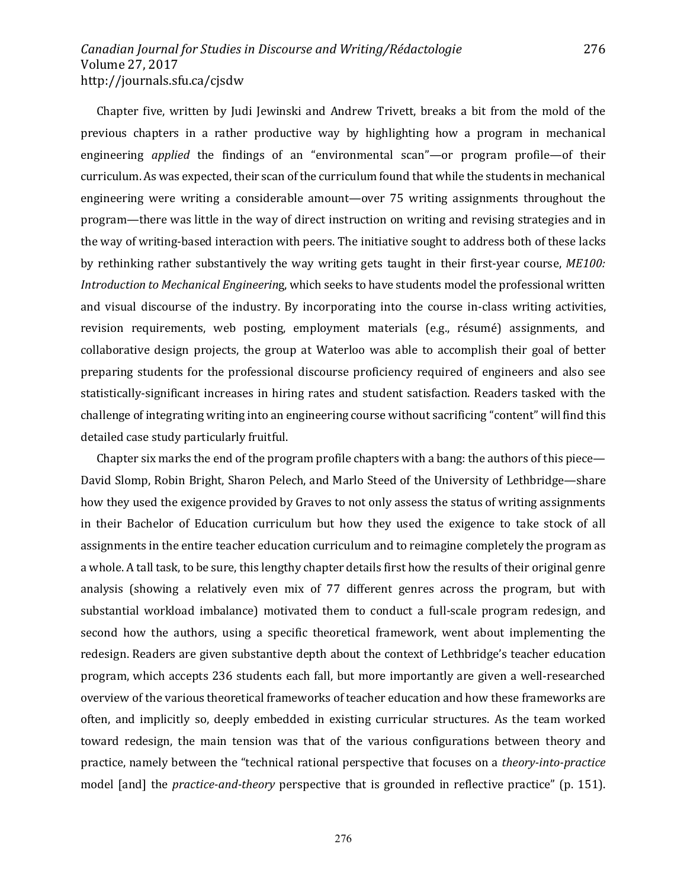Chapter five, written by Judi Jewinski and Andrew Trivett, breaks a bit from the mold of the previous chapters in a rather productive way by highlighting how a program in mechanical engineering *applied* the findings of an "environmental scan"—or program profile—of their curriculum. As was expected, their scan of the curriculum found that while the students in mechanical engineering were writing a considerable amount—over 75 writing assignments throughout the program—there was little in the way of direct instruction on writing and revising strategies and in the way of writing-based interaction with peers. The initiative sought to address both of these lacks by rethinking rather substantively the way writing gets taught in their first-year course, *ME100: Introduction to Mechanical Engineerin*g, which seeks to have students model the professional written and visual discourse of the industry. By incorporating into the course in-class writing activities, revision requirements, web posting, employment materials (e.g., résumé) assignments, and collaborative design projects, the group at Waterloo was able to accomplish their goal of better preparing students for the professional discourse proficiency required of engineers and also see statistically-significant increases in hiring rates and student satisfaction. Readers tasked with the challenge of integrating writing into an engineering course without sacrificing "content" will find this detailed case study particularly fruitful.

Chapter six marks the end of the program profile chapters with a bang: the authors of this piece—David Slomp, Robin Bright, Sharon Pelech, and Marlo Steed of the University of Lethbridge—share how they used the exigence provided by Graves to not only assess the status of writing assignments in their Bachelor of Education curriculum but how they used the exigence to take stock of all assignments in the entire teacher education curriculum and to reimagine completely the program as a whole. A tall task, to be sure, this lengthy chapter details first how the results of their original genre analysis (showing a relatively even mix of 77 different genres across the program, but with substantial workload imbalance) motivated them to conduct a full-scale program redesign, and second how the authors, using a specific theoretical framework, went about implementing the redesign. Readers are given substantive depth about the context of Lethbridge's teacher education program, which accepts 236 students each fall, but more importantly are given a well-researched overview of the various theoretical frameworks of teacher education and how these frameworks are often, and implicitly so, deeply embedded in existing curricular structures. As the team worked toward redesign, the main tension was that of the various configurations between theory and practice, namely between the "technical rational perspective that focuses on a *theory-into-practice* model [and] the *practice-and-theory* perspective that is grounded in reflective practice" (p. 151).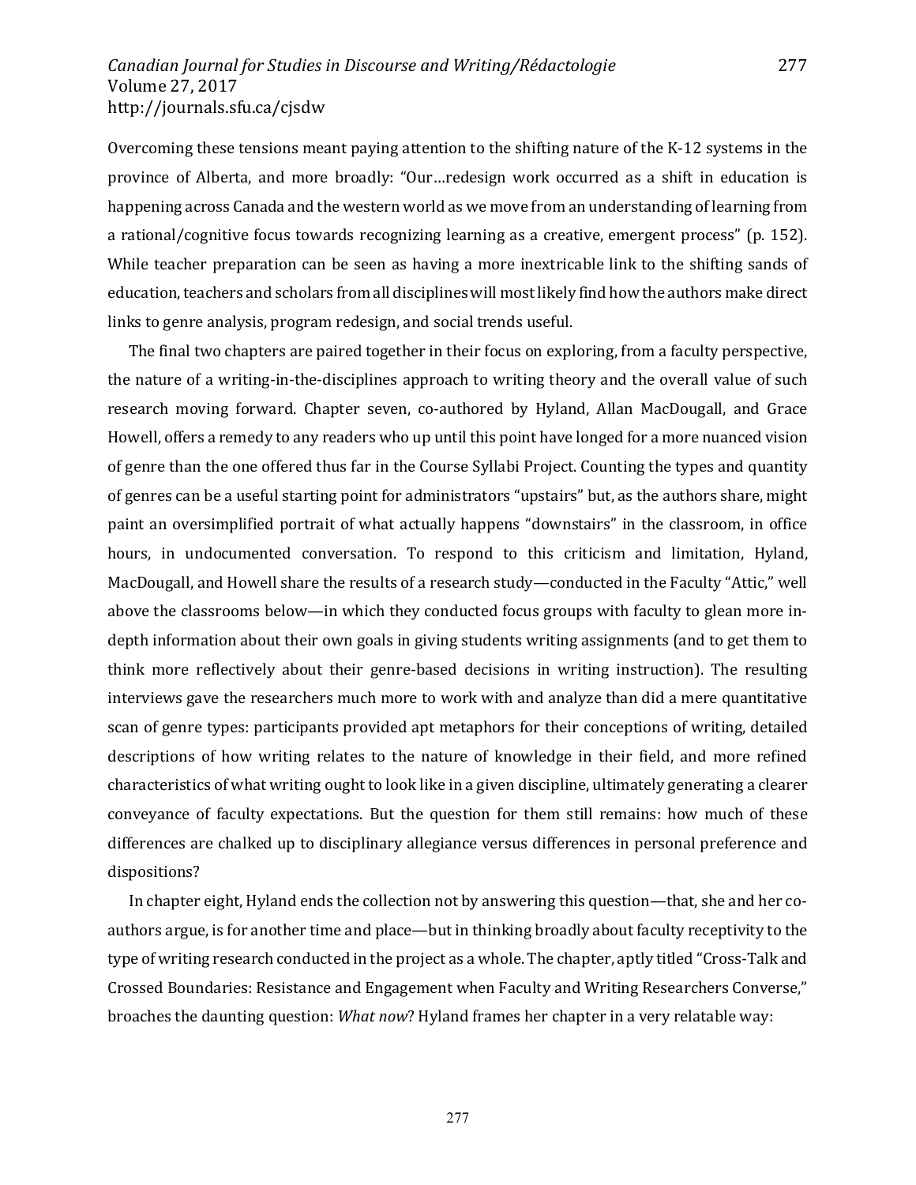Overcoming these tensions meant paying attention to the shifting nature of the K-12 systems in the province of Alberta, and more broadly: "Our…redesign work occurred as a shift in education is happening across Canada and the western world as we move from an understanding of learning from a rational/cognitive focus towards recognizing learning as a creative, emergent process" (p. 152). While teacher preparation can be seen as having a more inextricable link to the shifting sands of education, teachers and scholars from all disciplines will most likely find how the authors make direct links to genre analysis, program redesign, and social trends useful.

The final two chapters are paired together in their focus on exploring, from a faculty perspective, the nature of a writing-in-the-disciplines approach to writing theory and the overall value of such research moving forward. Chapter seven, co-authored by Hyland, Allan MacDougall, and Grace Howell, offers a remedy to any readers who up until this point have longed for a more nuanced vision of genre than the one offered thus far in the Course Syllabi Project. Counting the types and quantity of genres can be a useful starting point for administrators "upstairs" but, as the authors share, might paint an oversimplified portrait of what actually happens "downstairs" in the classroom, in office hours, in undocumented conversation. To respond to this criticism and limitation, Hyland, MacDougall, and Howell share the results of a research study—conducted in the Faculty "Attic," well above the classrooms below—in which they conducted focus groups with faculty to glean more in-depth information about their own goals in giving students writing assignments (and to get them to think more reflectively about their genre-based decisions in writing instruction). The resulting interviews gave the researchers much more to work with and analyze than did a mere quantitative scan of genre types: participants provided apt metaphors for their conceptions of writing, detailed descriptions of how writing relates to the nature of knowledge in their field, and more refined characteristics of what writing ought to look like in a given discipline, ultimately generating a clearer conveyance of faculty expectations. But the question for them still remains: how much of these differences are chalked up to disciplinary allegiance versus differences in personal preference and dispositions?

In chapter eight, Hyland ends the collection not by answering this question—that, she and her co-authors argue, is for another time and place—but in thinking broadly about faculty receptivity to the type of writing research conducted in the project as a whole. The chapter, aptly titled "Cross-Talk and Crossed Boundaries: Resistance and Engagement when Faculty and Writing Researchers Converse," broaches the daunting question: *What now*? Hyland frames her chapter in a very relatable way: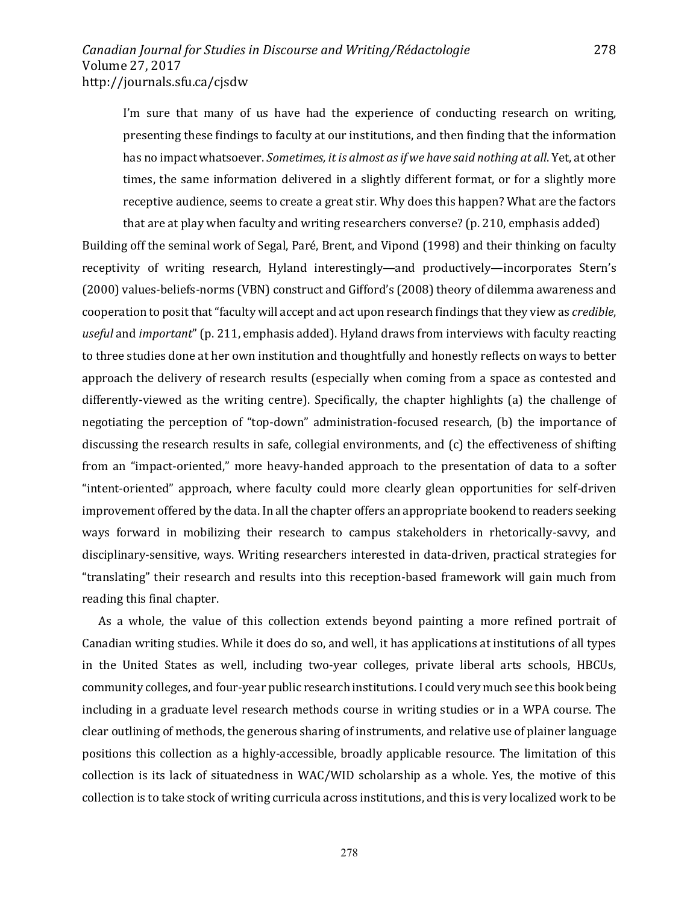> I'm sure that many of us have had the experience of conducting research on writing, presenting these findings to faculty at our institutions, and then finding that the information has no impact whatsoever. *Sometimes, it is almost as if we have said nothing at all*. Yet, at other times, the same information delivered in a slightly different format, or for a slightly more receptive audience, seems to create a great stir. Why does this happen? What are the factors that are at play when faculty and writing researchers converse? (p. 210, emphasis added)

Building off the seminal work of Segal, Paré, Brent, and Vipond (1998) and their thinking on faculty receptivity of writing research, Hyland interestingly—and productively—incorporates Stern's (2000) values-beliefs-norms (VBN) construct and Gifford's (2008) theory of dilemma awareness and cooperation to posit that "faculty will accept and act upon research findings that they view as *credible*, *useful* and *important*" (p. 211, emphasis added). Hyland draws from interviews with faculty reacting to three studies done at her own institution and thoughtfully and honestly reflects on ways to better approach the delivery of research results (especially when coming from a space as contested and differently-viewed as the writing centre). Specifically, the chapter highlights (a) the challenge of negotiating the perception of "top-down" administration-focused research, (b) the importance of discussing the research results in safe, collegial environments, and (c) the effectiveness of shifting from an "impact-oriented," more heavy-handed approach to the presentation of data to a softer "intent-oriented" approach, where faculty could more clearly glean opportunities for self-driven improvement offered by the data. In all the chapter offers an appropriate bookend to readers seeking ways forward in mobilizing their research to campus stakeholders in rhetorically-savvy, and disciplinary-sensitive, ways. Writing researchers interested in data-driven, practical strategies for "translating" their research and results into this reception-based framework will gain much from reading this final chapter.

As a whole, the value of this collection extends beyond painting a more refined portrait of Canadian writing studies. While it does do so, and well, it has applications at institutions of all types in the United States as well, including two-year colleges, private liberal arts schools, HBCUs, community colleges, and four-year public research institutions. I could very much see this book being including in a graduate level research methods course in writing studies or in a WPA course. The clear outlining of methods, the generous sharing of instruments, and relative use of plainer language positions this collection as a highly-accessible, broadly applicable resource. The limitation of this collection is its lack of situatedness in WAC/WID scholarship as a whole. Yes, the motive of this collection is to take stock of writing curricula across institutions, and this is very localized work to be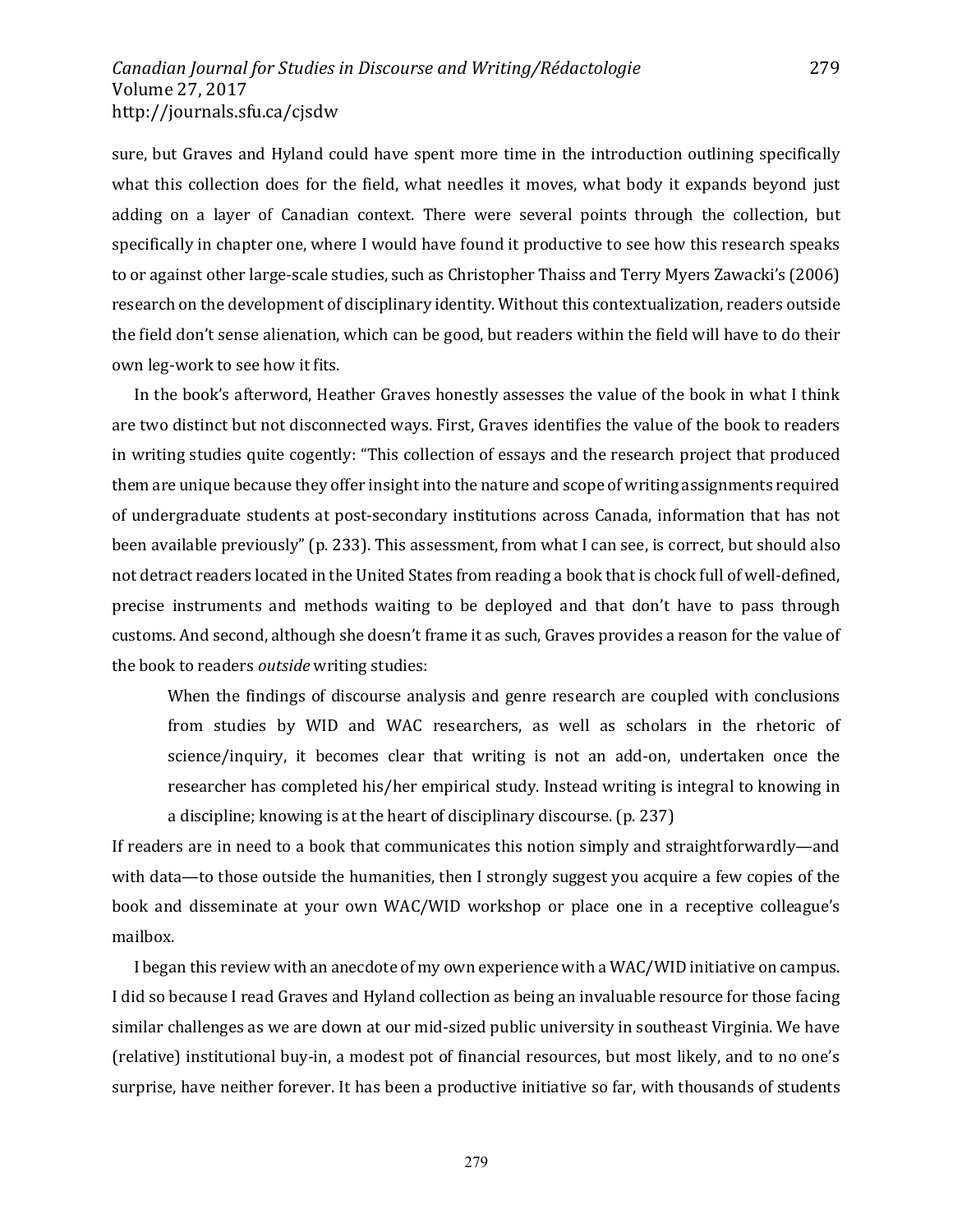sure, but Graves and Hyland could have spent more time in the introduction outlining specifically what this collection does for the field, what needles it moves, what body it expands beyond just adding on a layer of Canadian context. There were several points through the collection, but specifically in chapter one, where I would have found it productive to see how this research speaks to or against other large-scale studies, such as Christopher Thaiss and Terry Myers Zawacki's (2006) research on the development of disciplinary identity. Without this contextualization, readers outside the field don't sense alienation, which can be good, but readers within the field will have to do their own leg-work to see how it fits.

In the book's afterword, Heather Graves honestly assesses the value of the book in what I think are two distinct but not disconnected ways. First, Graves identifies the value of the book to readers in writing studies quite cogently: "This collection of essays and the research project that produced them are unique because they offer insight into the nature and scope of writing assignments required of undergraduate students at post-secondary institutions across Canada, information that has not been available previously" (p. 233). This assessment, from what I can see, is correct, but should also not detract readers located in the United States from reading a book that is chock full of well-defined, precise instruments and methods waiting to be deployed and that don't have to pass through customs. And second, although she doesn't frame it as such, Graves provides a reason for the value of the book to readers *outside* writing studies:

> When the findings of discourse analysis and genre research are coupled with conclusions from studies by WID and WAC researchers, as well as scholars in the rhetoric of science/inquiry, it becomes clear that writing is not an add-on, undertaken once the researcher has completed his/her empirical study. Instead writing is integral to knowing in a discipline; knowing is at the heart of disciplinary discourse. (p. 237)

If readers are in need to a book that communicates this notion simply and straightforwardly—and with data—to those outside the humanities, then I strongly suggest you acquire a few copies of the book and disseminate at your own WAC/WID workshop or place one in a receptive colleague's mailbox.

I began this review with an anecdote of my own experience with a WAC/WID initiative on campus. I did so because I read Graves and Hyland collection as being an invaluable resource for those facing similar challenges as we are down at our mid-sized public university in southeast Virginia. We have (relative) institutional buy-in, a modest pot of financial resources, but most likely, and to no one's surprise, have neither forever. It has been a productive initiative so far, with thousands of students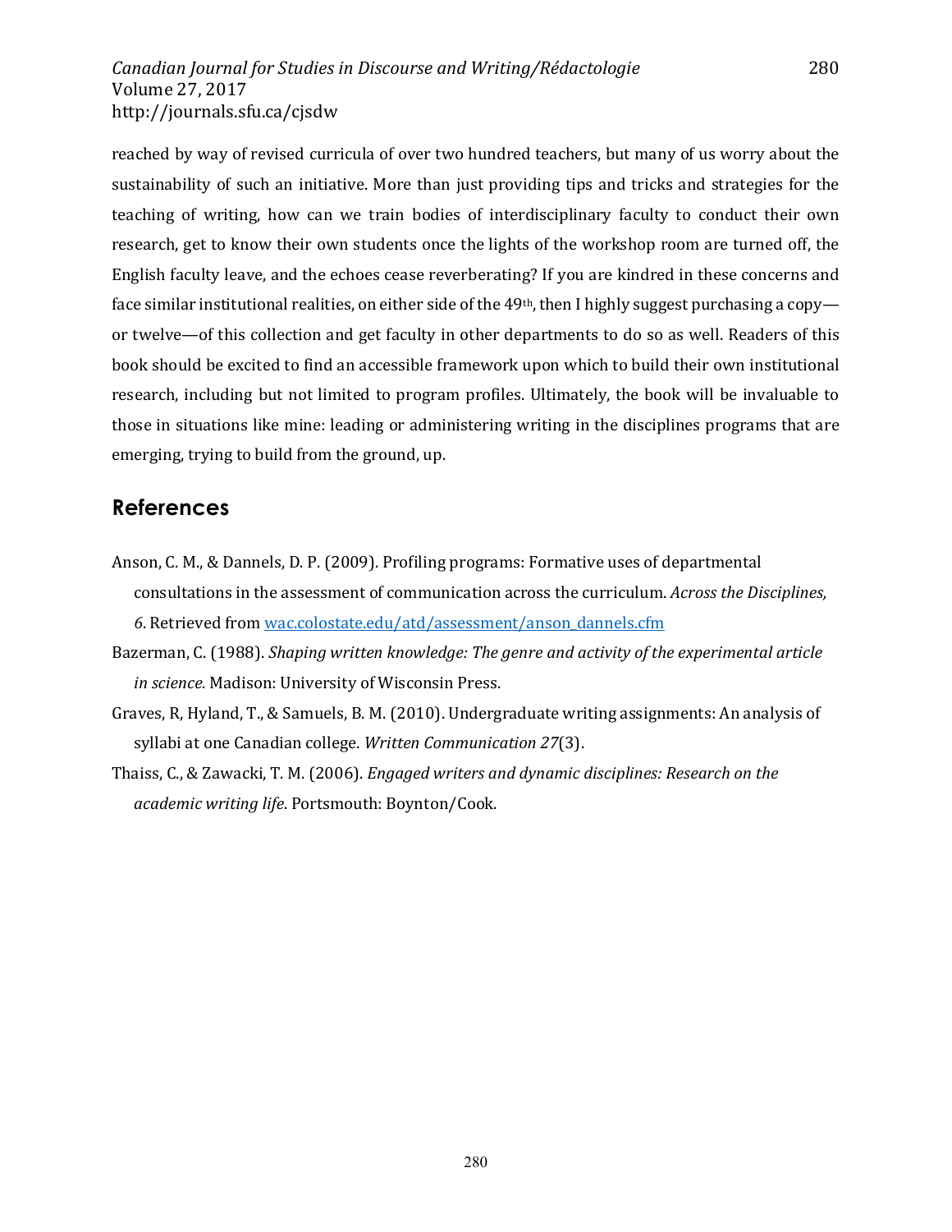reached by way of revised curricula of over two hundred teachers, but many of us worry about the sustainability of such an initiative. More than just providing tips and tricks and strategies for the teaching of writing, how can we train bodies of interdisciplinary faculty to conduct their own research, get to know their own students once the lights of the workshop room are turned off, the English faculty leave, and the echoes cease reverberating? If you are kindred in these concerns and face similar institutional realities, on either side of the 49th, then I highly suggest purchasing a copy—or twelve—of this collection and get faculty in other departments to do so as well. Readers of this book should be excited to find an accessible framework upon which to build their own institutional research, including but not limited to program profiles. Ultimately, the book will be invaluable to those in situations like mine: leading or administering writing in the disciplines programs that are emerging, trying to build from the ground, up.

## References

Anson, C. M., & Dannels, D. P. (2009). Profiling programs: Formative uses of departmental consultations in the assessment of communication across the curriculum. *Across the Disciplines, 6*. Retrieved from [wac.colostate.edu/atd/assessment/anson_dannels.cfm](wac.colostate.edu/atd/assessment/anson_dannels.cfm)

Bazerman, C. (1988). *Shaping written knowledge: The genre and activity of the experimental article in science*. Madison: University of Wisconsin Press.

Graves, R, Hyland, T., & Samuels, B. M. (2010). Undergraduate writing assignments: An analysis of syllabi at one Canadian college. *Written Communication 27*(3).

Thaiss, C., & Zawacki, T. M. (2006). *Engaged writers and dynamic disciplines: Research on the academic writing life*. Portsmouth: Boynton/Cook.